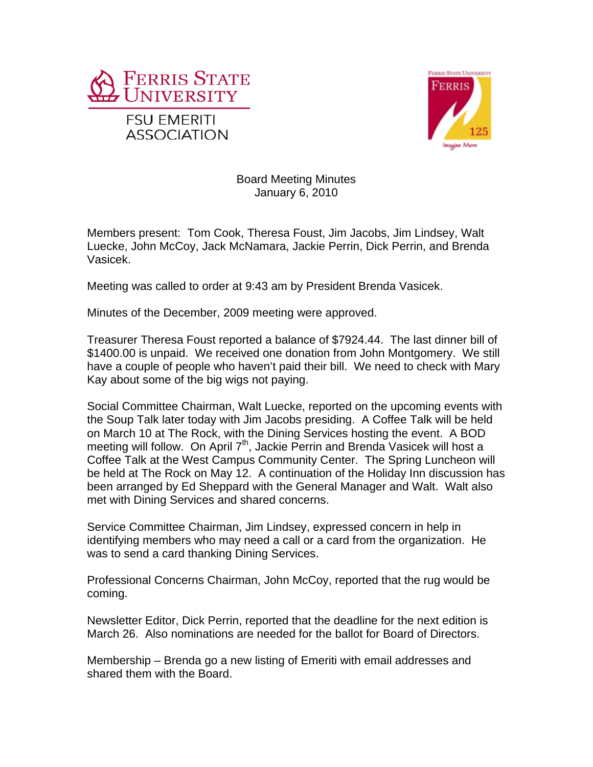FERRIS STATE UNIVERSITY

FSU EMERITI ASSOCIATION

Board Meeting Minutes
January 6, 2010

Members present: Tom Cook, Theresa Foust, Jim Jacobs, Jim Lindsey, Walt Luecke, John McCoy, Jack McNamara, Jackie Perrin, Dick Perrin, and Brenda Vasicek.

Meeting was called to order at 9:43 am by President Brenda Vasicek.

Minutes of the December, 2009 meeting were approved.

Treasurer Theresa Foust reported a balance of $7924.44. The last dinner bill of $1400.00 is unpaid. We received one donation from John Montgomery. We still have a couple of people who haven't paid their bill. We need to check with Mary Kay about some of the big wigs not paying.

Social Committee Chairman, Walt Luecke, reported on the upcoming events with the Soup Talk later today with Jim Jacobs presiding. A Coffee Talk will be held on March 10 at The Rock, with the Dining Services hosting the event. A BOD meeting will follow. On April 7th, Jackie Perrin and Brenda Vasicek will host a Coffee Talk at the West Campus Community Center. The Spring Luncheon will be held at The Rock on May 12. A continuation of the Holiday Inn discussion has been arranged by Ed Sheppard with the General Manager and Walt. Walt also met with Dining Services and shared concerns.

Service Committee Chairman, Jim Lindsey, expressed concern in help in identifying members who may need a call or a card from the organization. He was to send a card thanking Dining Services.

Professional Concerns Chairman, John McCoy, reported that the rug would be coming.

Newsletter Editor, Dick Perrin, reported that the deadline for the next edition is March 26. Also nominations are needed for the ballot for Board of Directors.

Membership – Brenda go a new listing of Emeriti with email addresses and shared them with the Board.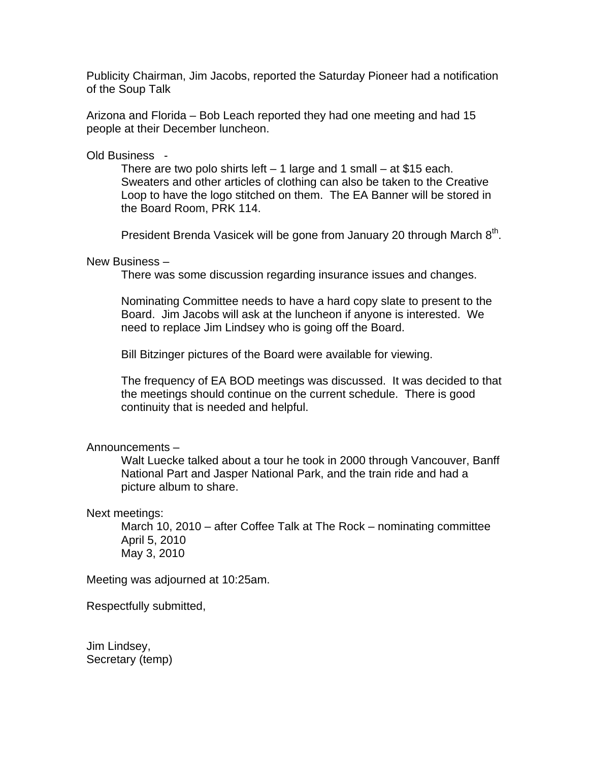Publicity Chairman, Jim Jacobs, reported the Saturday Pioneer had a notification of the Soup Talk

Arizona and Florida – Bob Leach reported they had one meeting and had 15 people at their December luncheon.

Old Business -

There are two polo shirts left – 1 large and 1 small – at $15 each. Sweaters and other articles of clothing can also be taken to the Creative Loop to have the logo stitched on them. The EA Banner will be stored in the Board Room, PRK 114.

President Brenda Vasicek will be gone from January 20 through March 8th.

New Business –

There was some discussion regarding insurance issues and changes.

Nominating Committee needs to have a hard copy slate to present to the Board. Jim Jacobs will ask at the luncheon if anyone is interested. We need to replace Jim Lindsey who is going off the Board.

Bill Bitzinger pictures of the Board were available for viewing.

The frequency of EA BOD meetings was discussed. It was decided to that the meetings should continue on the current schedule. There is good continuity that is needed and helpful.

Announcements –

Walt Luecke talked about a tour he took in 2000 through Vancouver, Banff National Part and Jasper National Park, and the train ride and had a picture album to share.

Next meetings:

March 10, 2010 – after Coffee Talk at The Rock – nominating committee
April 5, 2010
May 3, 2010

Meeting was adjourned at 10:25am.

Respectfully submitted,

Jim Lindsey,
Secretary (temp)